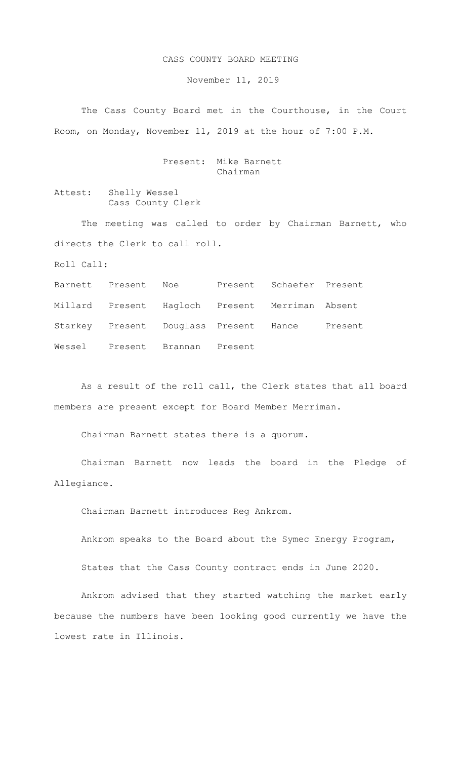# CASS COUNTY BOARD MEETING

November 11, 2019

The Cass County Board met in the Courthouse, in the Court Room, on Monday, November 11, 2019 at the hour of 7:00 P.M.

Present: Mike Barnett
Chairman

Attest: Shelly Wessel
Cass County Clerk

The meeting was called to order by Chairman Barnett, who directs the Clerk to call roll.

Roll Call:

| | | | | | |
|---|---|---|---|---|---|
| Barnett | Present | Noe | Present | Schaefer | Present |
| Millard | Present | Hagloch | Present | Merriman | Absent |
| Starkey | Present | Douglass | Present | Hance | Present |
| Wessel | Present | Brannan | Present | | |

As a result of the roll call, the Clerk states that all board members are present except for Board Member Merriman.

Chairman Barnett states there is a quorum.

Chairman Barnett now leads the board in the Pledge of Allegiance.

Chairman Barnett introduces Reg Ankrom.

Ankrom speaks to the Board about the Symec Energy Program,

States that the Cass County contract ends in June 2020.

Ankrom advised that they started watching the market early because the numbers have been looking good currently we have the lowest rate in Illinois.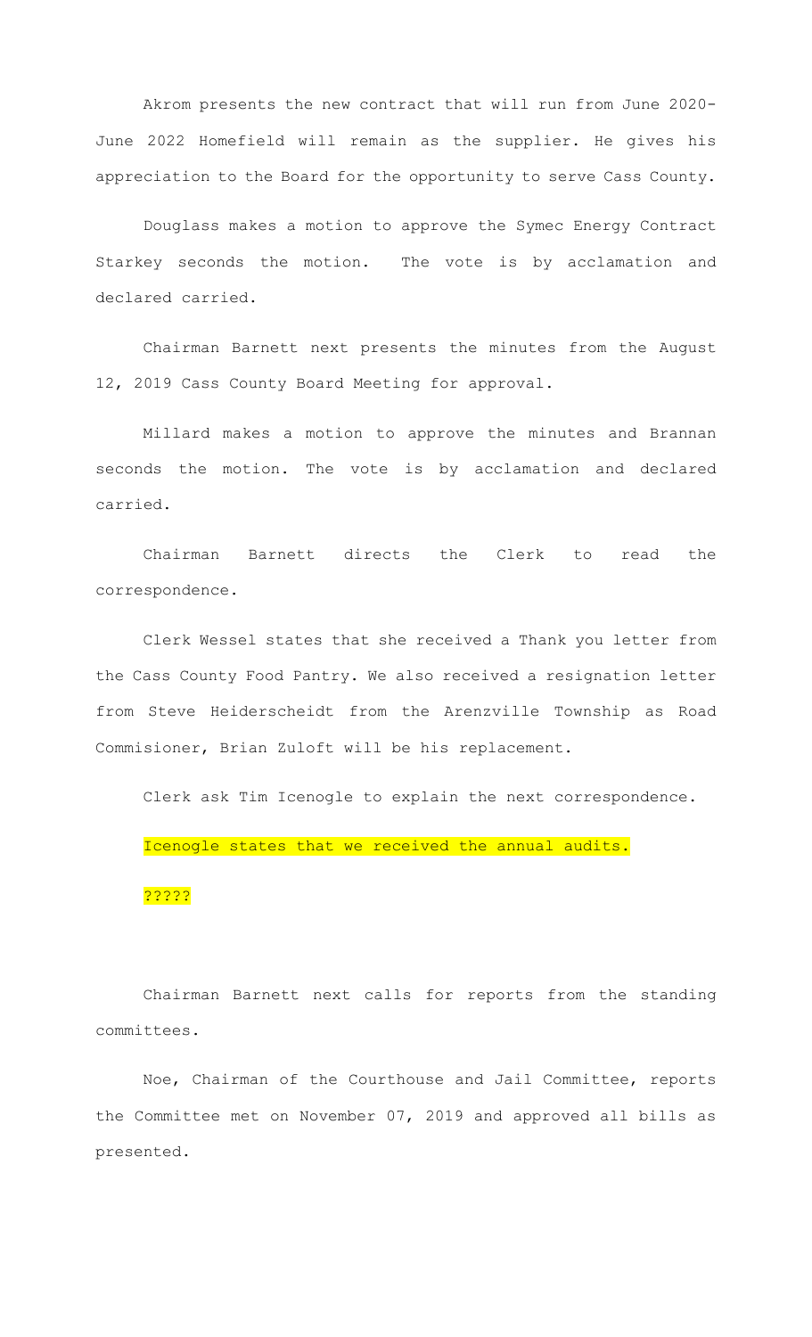Akrom presents the new contract that will run from June 2020-June 2022 Homefield will remain as the supplier. He gives his appreciation to the Board for the opportunity to serve Cass County.

Douglass makes a motion to approve the Symec Energy Contract Starkey seconds the motion. The vote is by acclamation and declared carried.

Chairman Barnett next presents the minutes from the August 12, 2019 Cass County Board Meeting for approval.

Millard makes a motion to approve the minutes and Brannan seconds the motion. The vote is by acclamation and declared carried.

Chairman Barnett directs the Clerk to read the correspondence.

Clerk Wessel states that she received a Thank you letter from the Cass County Food Pantry. We also received a resignation letter from Steve Heiderscheidt from the Arenzville Township as Road Commisioner, Brian Zuloft will be his replacement.

Clerk ask Tim Icenogle to explain the next correspondence.

Icenogle states that we received the annual audits.

?????

Chairman Barnett next calls for reports from the standing committees.

Noe, Chairman of the Courthouse and Jail Committee, reports the Committee met on November 07, 2019 and approved all bills as presented.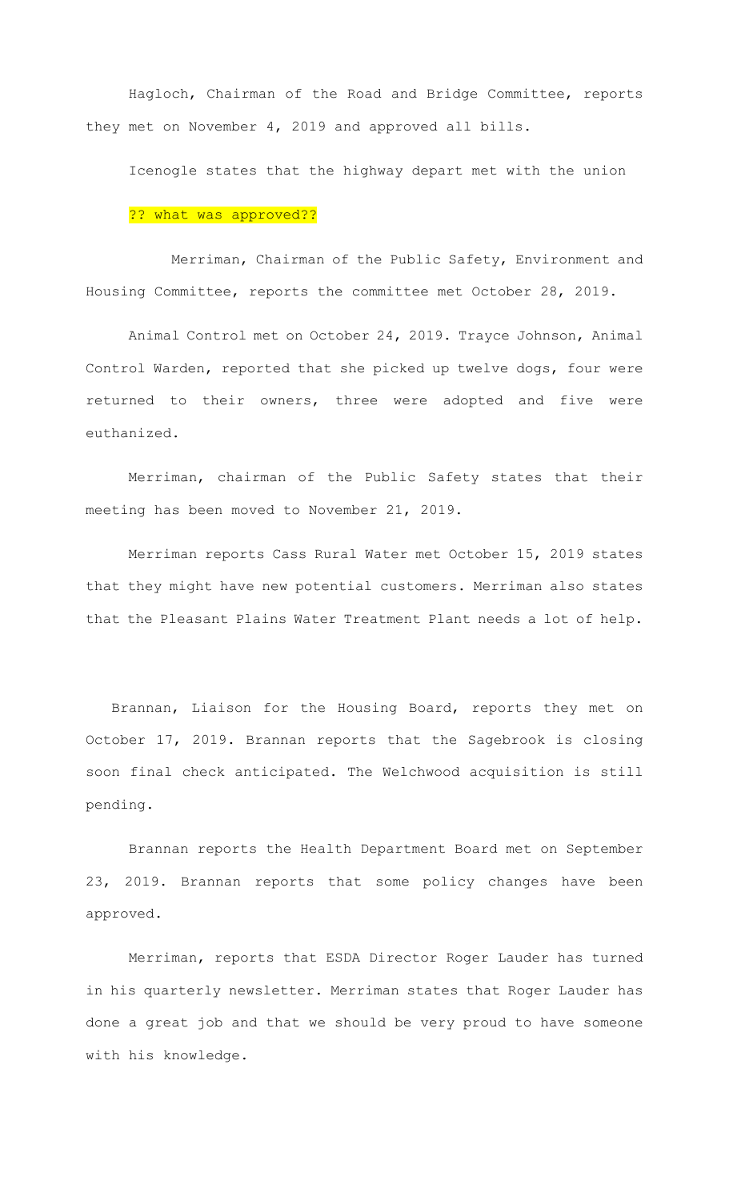Hagloch, Chairman of the Road and Bridge Committee, reports they met on November 4, 2019 and approved all bills.

Icenogle states that the highway depart met with the union

?? what was approved??

Merriman, Chairman of the Public Safety, Environment and Housing Committee, reports the committee met October 28, 2019.

Animal Control met on October 24, 2019. Trayce Johnson, Animal Control Warden, reported that she picked up twelve dogs, four were returned to their owners, three were adopted and five were euthanized.

Merriman, chairman of the Public Safety states that their meeting has been moved to November 21, 2019.

Merriman reports Cass Rural Water met October 15, 2019 states that they might have new potential customers. Merriman also states that the Pleasant Plains Water Treatment Plant needs a lot of help.

Brannan, Liaison for the Housing Board, reports they met on October 17, 2019. Brannan reports that the Sagebrook is closing soon final check anticipated. The Welchwood acquisition is still pending.

Brannan reports the Health Department Board met on September 23, 2019. Brannan reports that some policy changes have been approved.

Merriman, reports that ESDA Director Roger Lauder has turned in his quarterly newsletter. Merriman states that Roger Lauder has done a great job and that we should be very proud to have someone with his knowledge.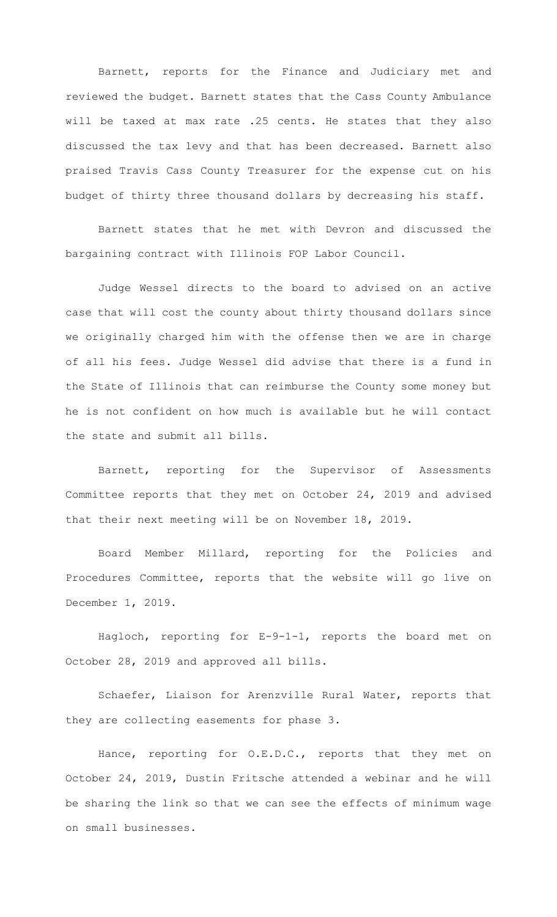Barnett, reports for the Finance and Judiciary met and reviewed the budget. Barnett states that the Cass County Ambulance will be taxed at max rate .25 cents. He states that they also discussed the tax levy and that has been decreased. Barnett also praised Travis Cass County Treasurer for the expense cut on his budget of thirty three thousand dollars by decreasing his staff.

Barnett states that he met with Devron and discussed the bargaining contract with Illinois FOP Labor Council.

Judge Wessel directs to the board to advised on an active case that will cost the county about thirty thousand dollars since we originally charged him with the offense then we are in charge of all his fees. Judge Wessel did advise that there is a fund in the State of Illinois that can reimburse the County some money but he is not confident on how much is available but he will contact the state and submit all bills.

Barnett, reporting for the Supervisor of Assessments Committee reports that they met on October 24, 2019 and advised that their next meeting will be on November 18, 2019.

Board Member Millard, reporting for the Policies and Procedures Committee, reports that the website will go live on December 1, 2019.

Hagloch, reporting for E-9-1-1, reports the board met on October 28, 2019 and approved all bills.

Schaefer, Liaison for Arenzville Rural Water, reports that they are collecting easements for phase 3.

Hance, reporting for O.E.D.C., reports that they met on October 24, 2019, Dustin Fritsche attended a webinar and he will be sharing the link so that we can see the effects of minimum wage on small businesses.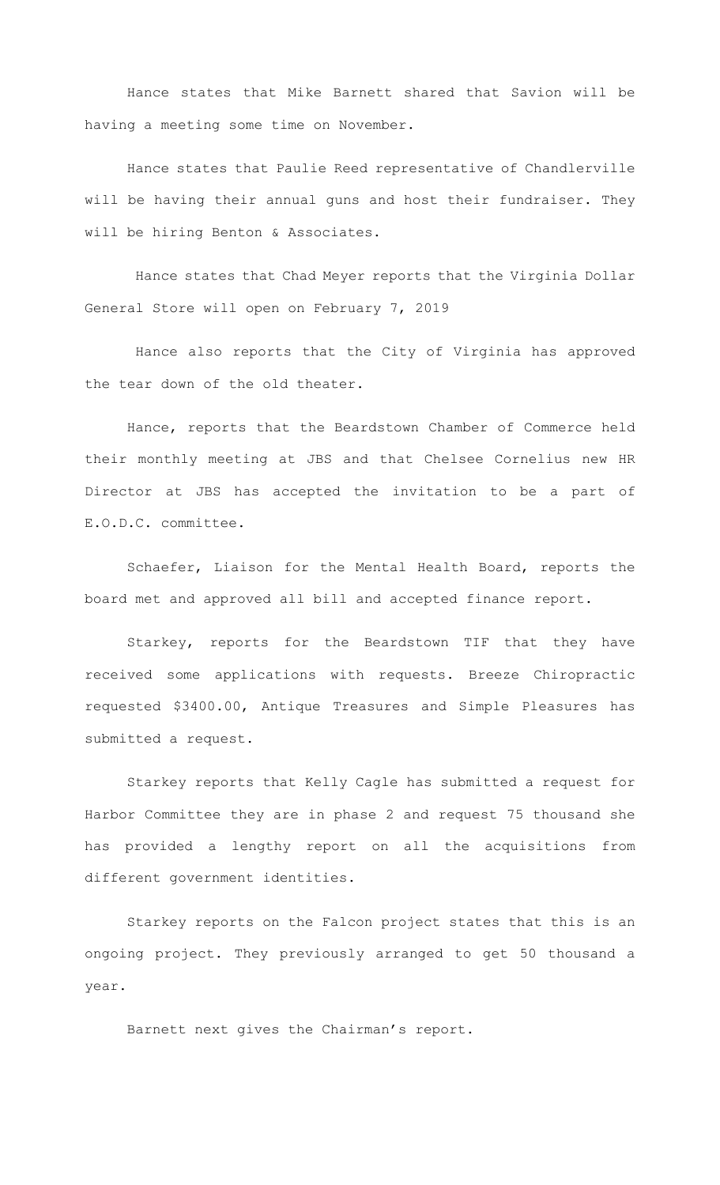Hance states that Mike Barnett shared that Savion will be having a meeting some time on November.

Hance states that Paulie Reed representative of Chandlerville will be having their annual guns and host their fundraiser. They will be hiring Benton & Associates.

Hance states that Chad Meyer reports that the Virginia Dollar General Store will open on February 7, 2019

Hance also reports that the City of Virginia has approved the tear down of the old theater.

Hance, reports that the Beardstown Chamber of Commerce held their monthly meeting at JBS and that Chelsee Cornelius new HR Director at JBS has accepted the invitation to be a part of E.O.D.C. committee.

Schaefer, Liaison for the Mental Health Board, reports the board met and approved all bill and accepted finance report.

Starkey, reports for the Beardstown TIF that they have received some applications with requests. Breeze Chiropractic requested $3400.00, Antique Treasures and Simple Pleasures has submitted a request.

Starkey reports that Kelly Cagle has submitted a request for Harbor Committee they are in phase 2 and request 75 thousand she has provided a lengthy report on all the acquisitions from different government identities.

Starkey reports on the Falcon project states that this is an ongoing project. They previously arranged to get 50 thousand a year.

Barnett next gives the Chairman's report.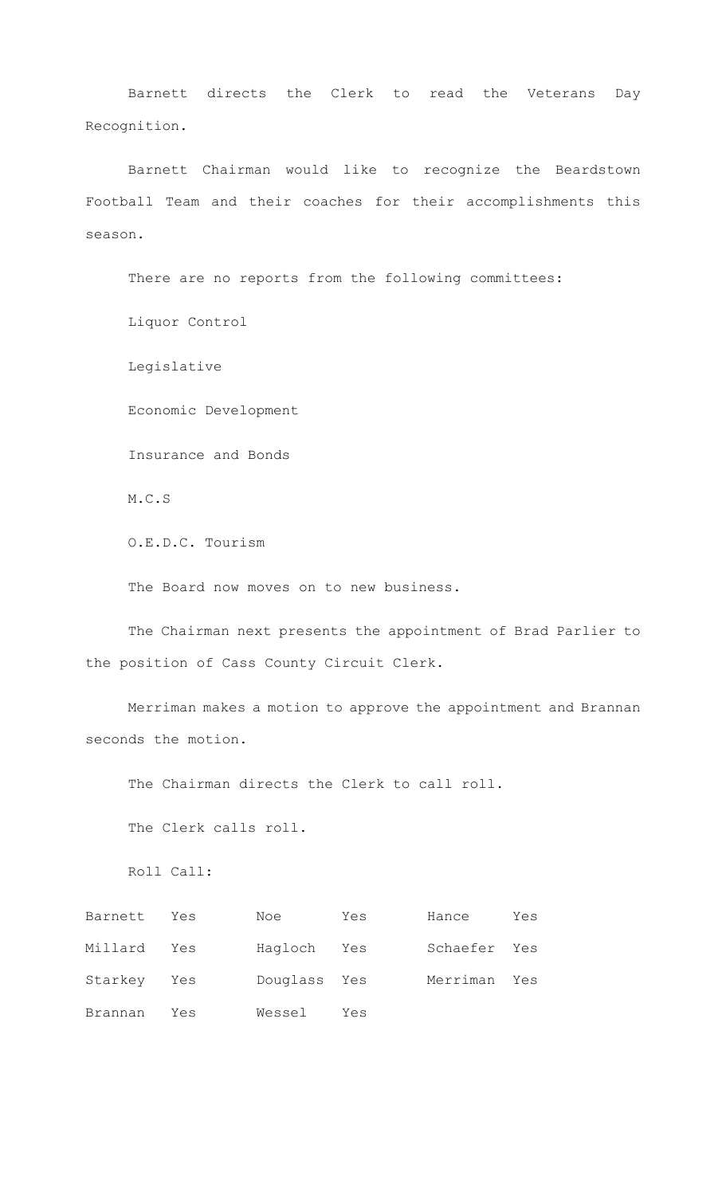Barnett directs the Clerk to read the Veterans Day Recognition.

Barnett Chairman would like to recognize the Beardstown Football Team and their coaches for their accomplishments this season.

There are no reports from the following committees:

Liquor Control

Legislative

Economic Development

Insurance and Bonds

M.C.S

O.E.D.C. Tourism

The Board now moves on to new business.

The Chairman next presents the appointment of Brad Parlier to the position of Cass County Circuit Clerk.

Merriman makes a motion to approve the appointment and Brannan seconds the motion.

The Chairman directs the Clerk to call roll.

The Clerk calls roll.

Roll Call:

| | | | | | |
|---|---|---|---|---|---|
| Barnett | Yes | Noe | Yes | Hance | Yes |
| Millard | Yes | Hagloch | Yes | Schaefer | Yes |
| Starkey | Yes | Douglass | Yes | Merriman | Yes |
| Brannan | Yes | Wessel | Yes | | |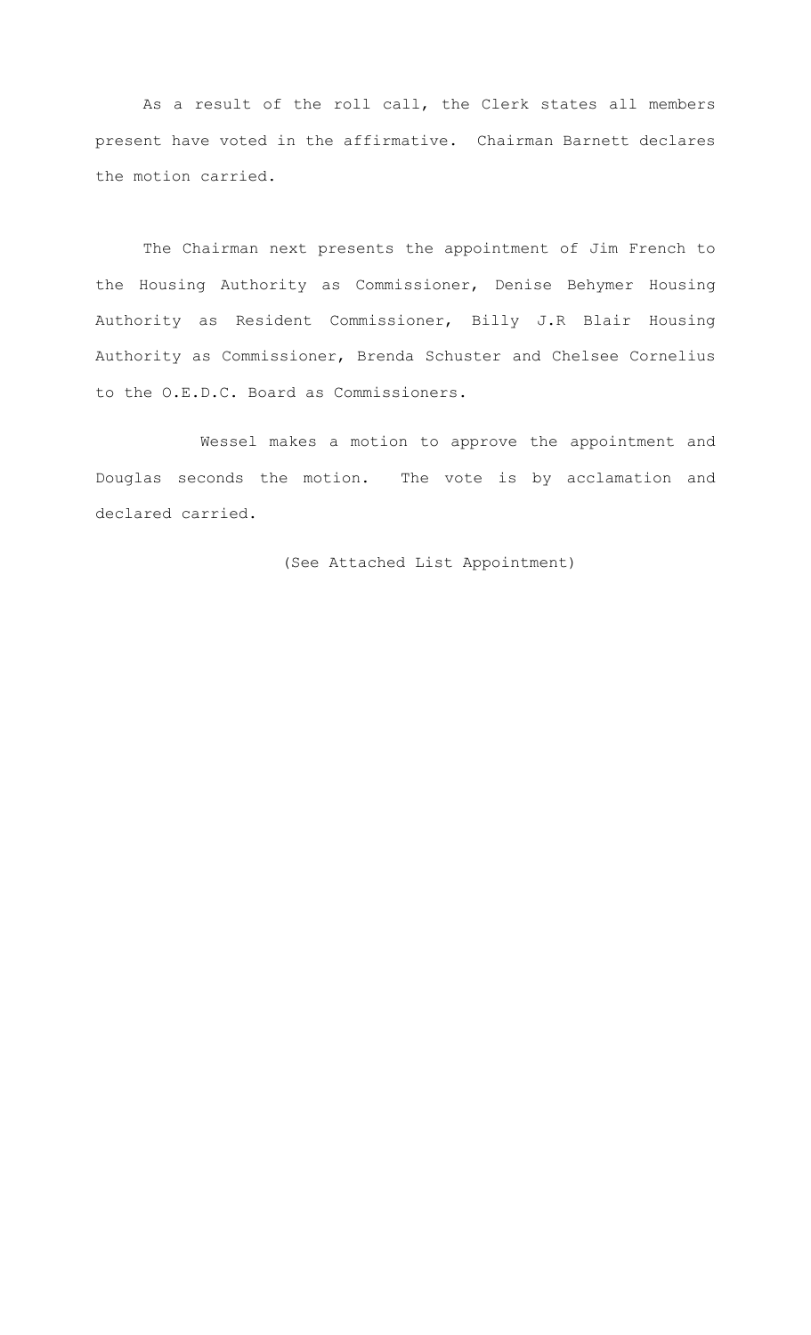As a result of the roll call, the Clerk states all members present have voted in the affirmative. Chairman Barnett declares the motion carried.

The Chairman next presents the appointment of Jim French to the Housing Authority as Commissioner, Denise Behymer Housing Authority as Resident Commissioner, Billy J.R Blair Housing Authority as Commissioner, Brenda Schuster and Chelsee Cornelius to the O.E.D.C. Board as Commissioners.

Wessel makes a motion to approve the appointment and Douglas seconds the motion. The vote is by acclamation and declared carried.

(See Attached List Appointment)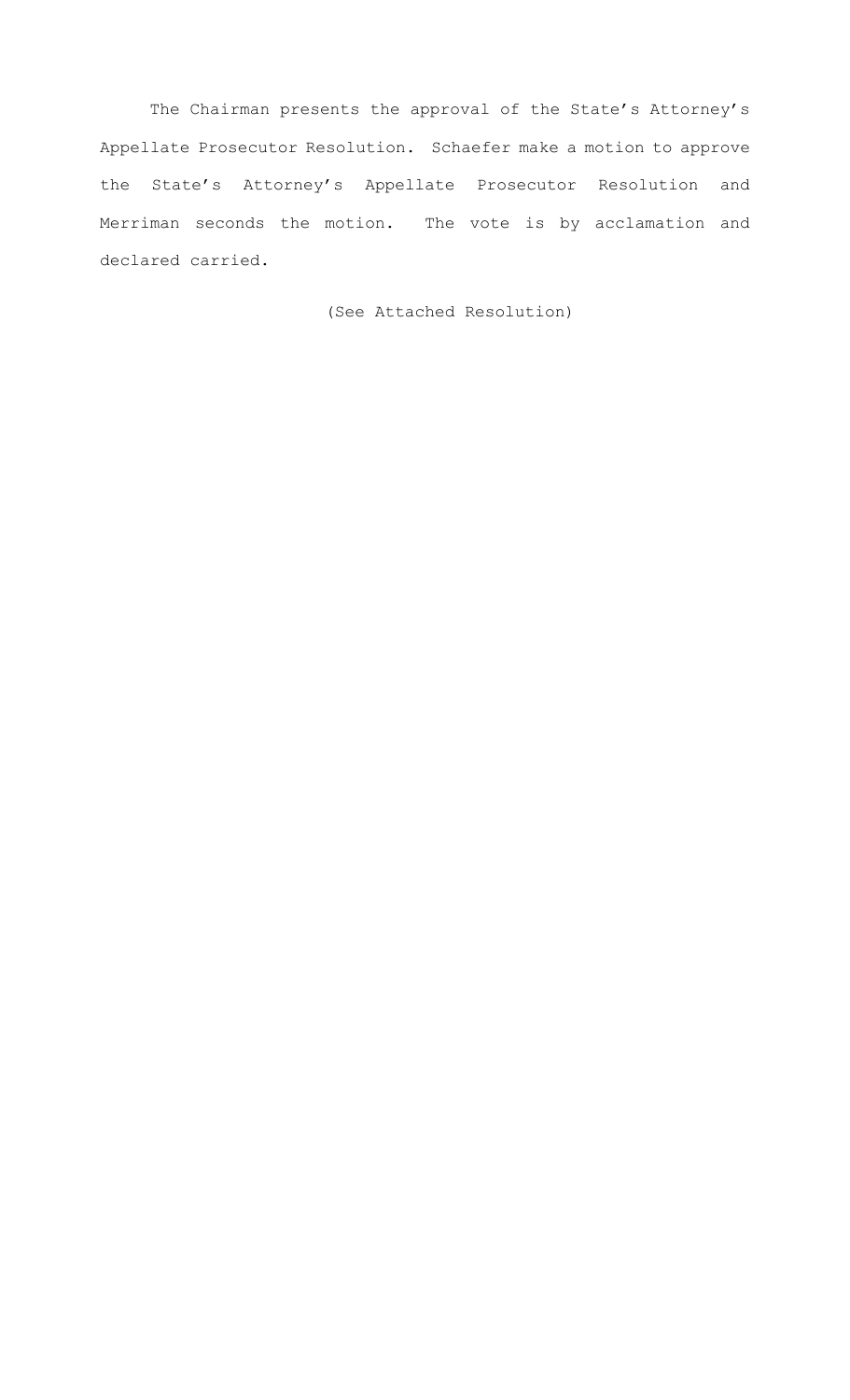The Chairman presents the approval of the State's Attorney's Appellate Prosecutor Resolution. Schaefer make a motion to approve the State's Attorney's Appellate Prosecutor Resolution and Merriman seconds the motion. The vote is by acclamation and declared carried.

(See Attached Resolution)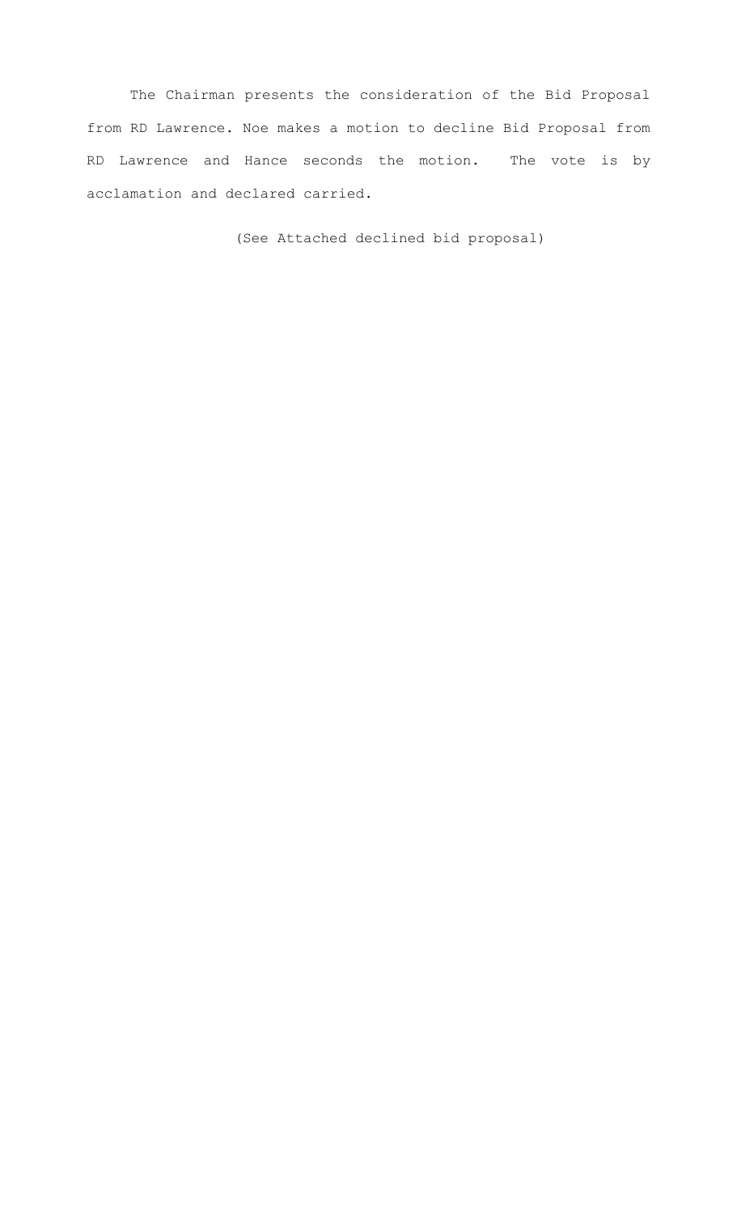The Chairman presents the consideration of the Bid Proposal from RD Lawrence. Noe makes a motion to decline Bid Proposal from RD Lawrence and Hance seconds the motion. The vote is by acclamation and declared carried.

(See Attached declined bid proposal)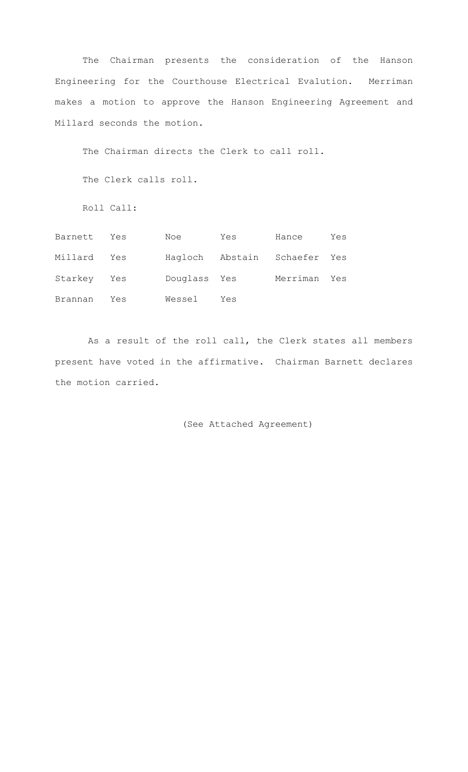The Chairman presents the consideration of the Hanson Engineering for the Courthouse Electrical Evalution. Merriman makes a motion to approve the Hanson Engineering Agreement and Millard seconds the motion.

The Chairman directs the Clerk to call roll.

The Clerk calls roll.

Roll Call:

| | | | | | |
|---|---|---|---|---|---|
| Barnett | Yes | Noe | Yes | Hance | Yes |
| Millard | Yes | Hagloch | Abstain | Schaefer | Yes |
| Starkey | Yes | Douglass | Yes | Merriman | Yes |
| Brannan | Yes | Wessel | Yes | | |

As a result of the roll call, the Clerk states all members present have voted in the affirmative. Chairman Barnett declares the motion carried.

(See Attached Agreement)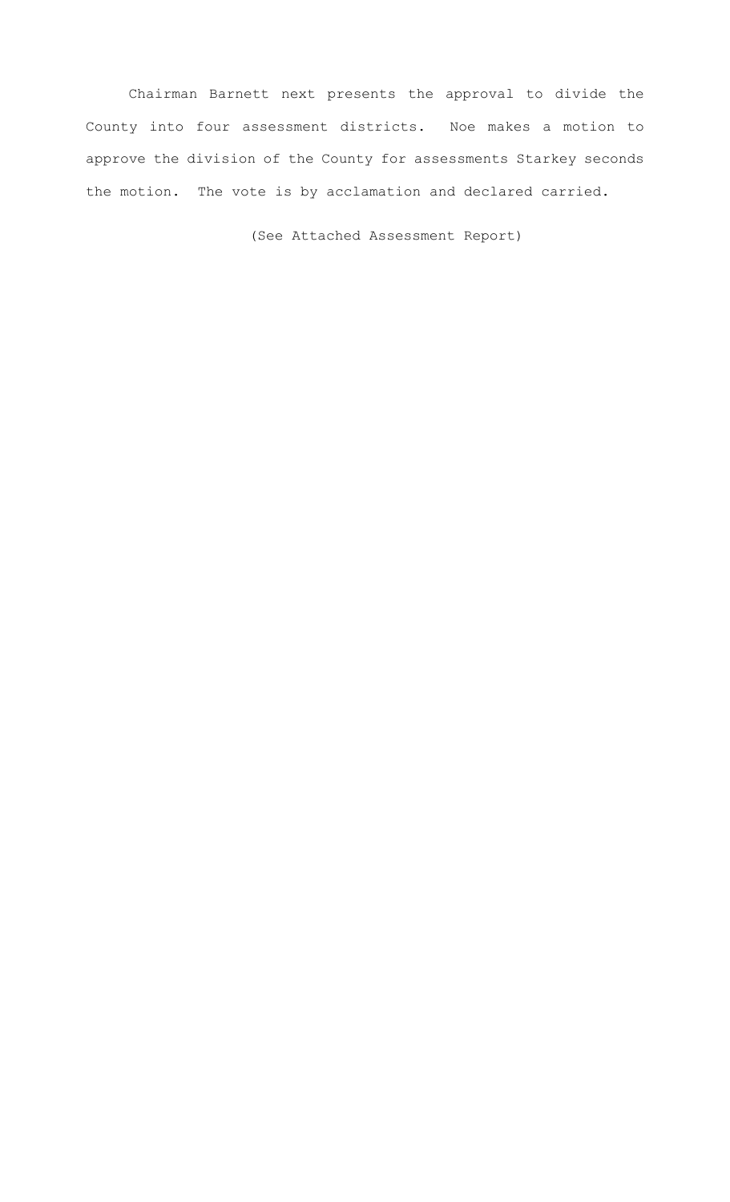Chairman Barnett next presents the approval to divide the County into four assessment districts. Noe makes a motion to approve the division of the County for assessments Starkey seconds the motion. The vote is by acclamation and declared carried.

(See Attached Assessment Report)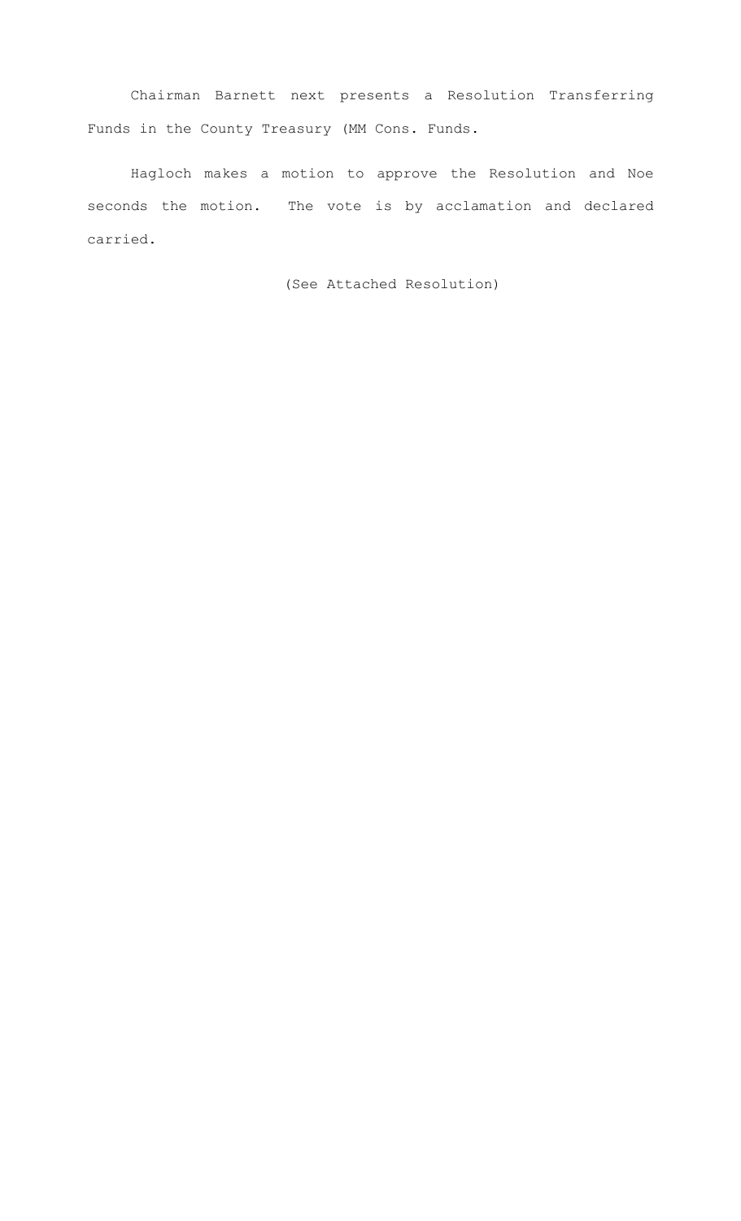Chairman Barnett next presents a Resolution Transferring Funds in the County Treasury (MM Cons. Funds.

Hagloch makes a motion to approve the Resolution and Noe seconds the motion. The vote is by acclamation and declared carried.

(See Attached Resolution)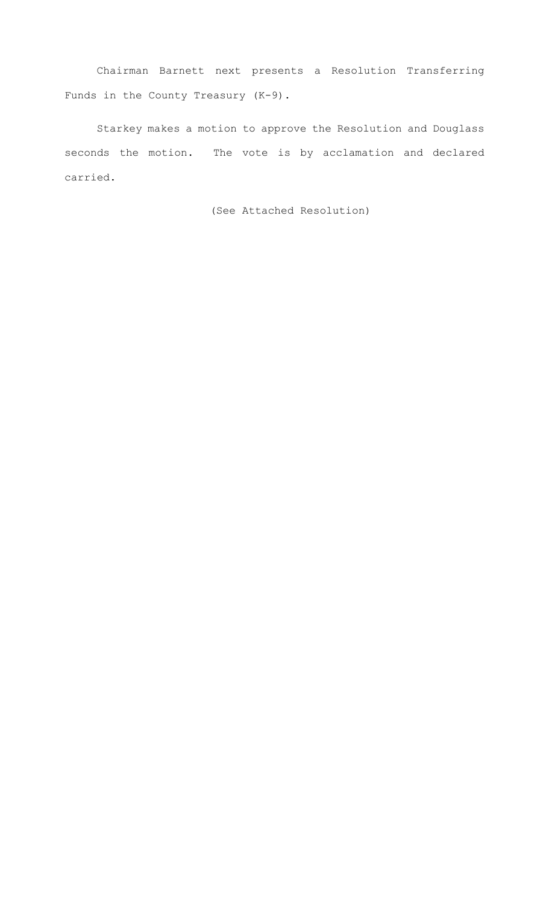Chairman Barnett next presents a Resolution Transferring Funds in the County Treasury (K-9).

Starkey makes a motion to approve the Resolution and Douglass seconds the motion. The vote is by acclamation and declared carried.

(See Attached Resolution)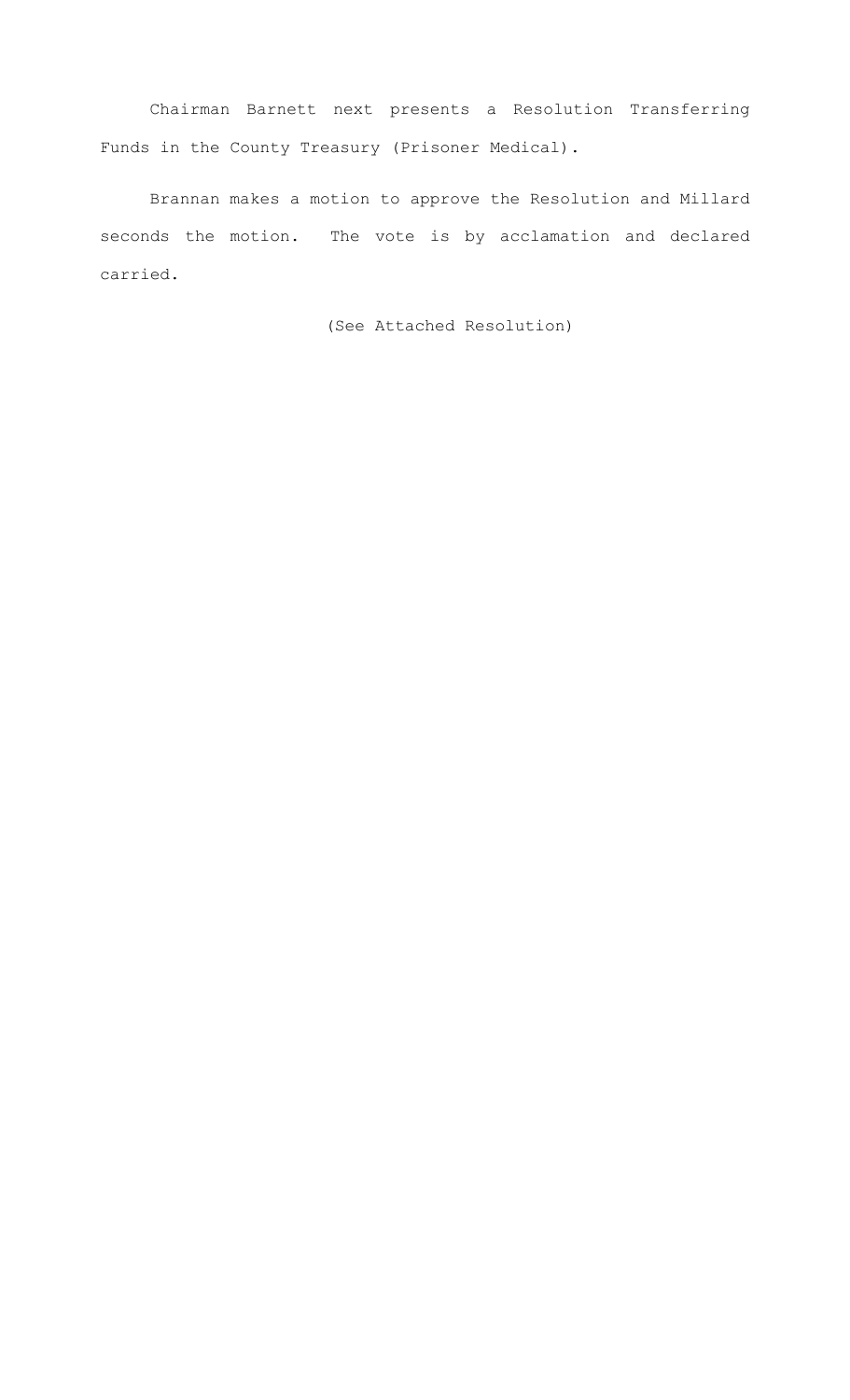Chairman Barnett next presents a Resolution Transferring Funds in the County Treasury (Prisoner Medical).

Brannan makes a motion to approve the Resolution and Millard seconds the motion. The vote is by acclamation and declared carried.

(See Attached Resolution)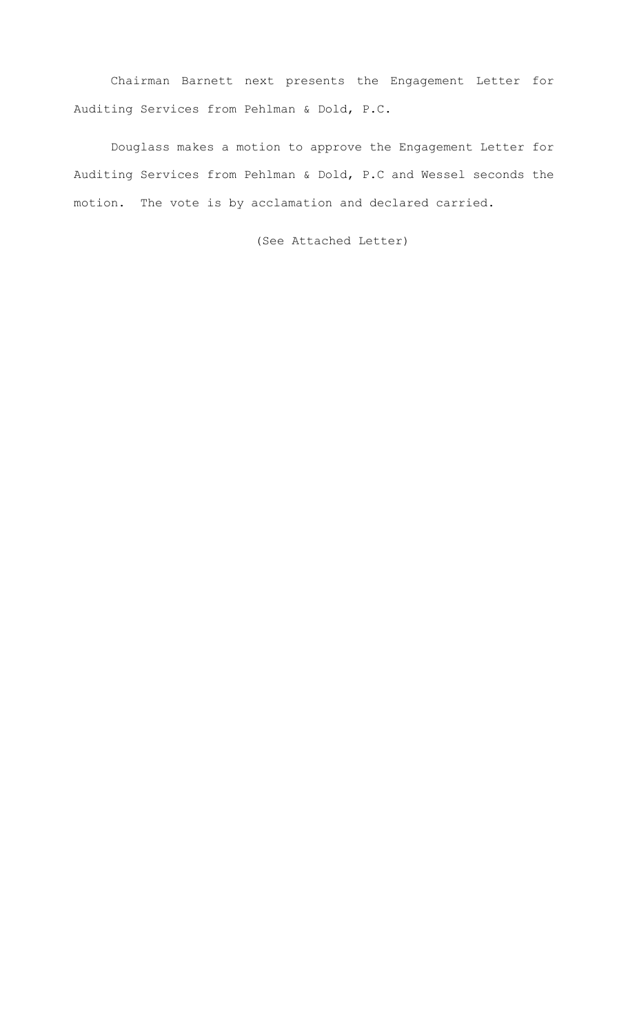Chairman Barnett next presents the Engagement Letter for Auditing Services from Pehlman & Dold, P.C.

Douglass makes a motion to approve the Engagement Letter for Auditing Services from Pehlman & Dold, P.C and Wessel seconds the motion. The vote is by acclamation and declared carried.

(See Attached Letter)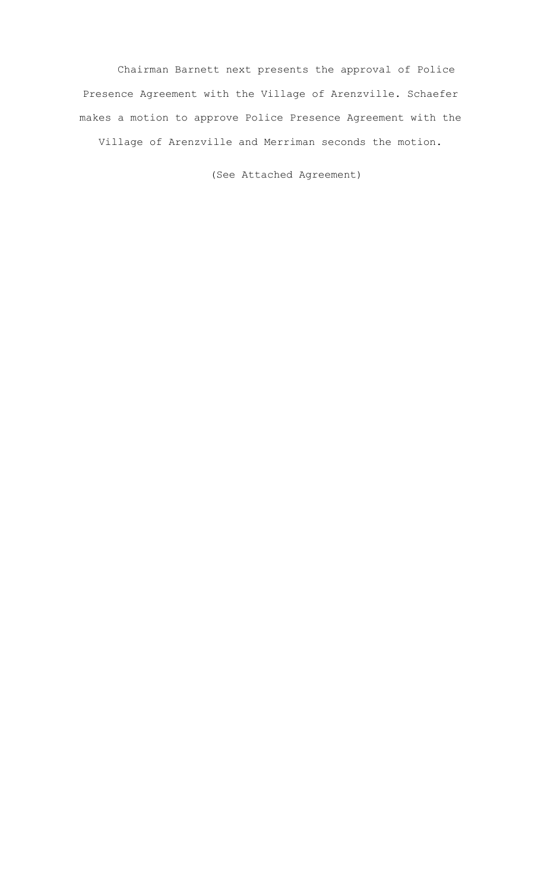Chairman Barnett next presents the approval of Police Presence Agreement with the Village of Arenzville. Schaefer makes a motion to approve Police Presence Agreement with the Village of Arenzville and Merriman seconds the motion.

(See Attached Agreement)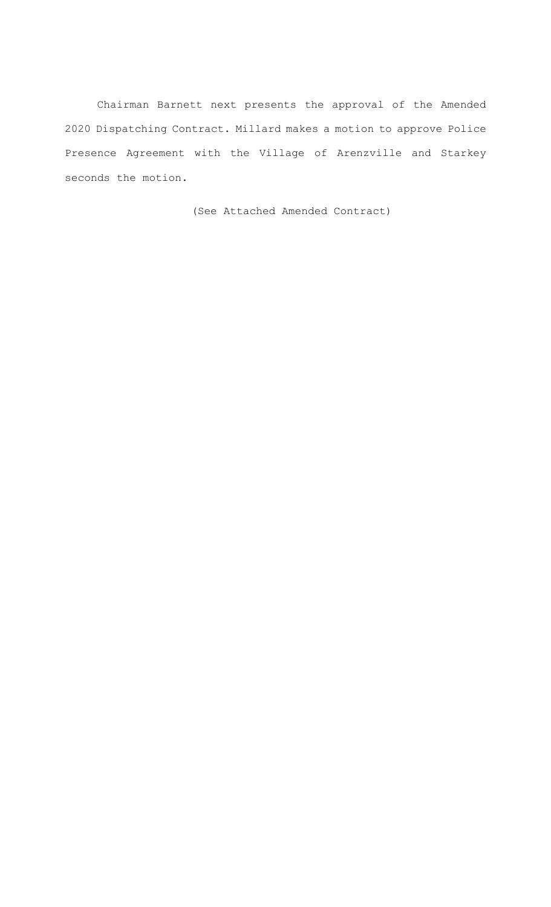Chairman Barnett next presents the approval of the Amended 2020 Dispatching Contract. Millard makes a motion to approve Police Presence Agreement with the Village of Arenzville and Starkey seconds the motion.

(See Attached Amended Contract)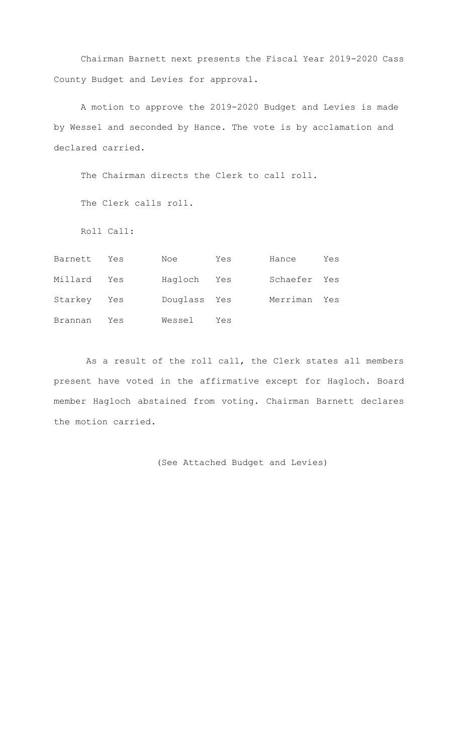Chairman Barnett next presents the Fiscal Year 2019-2020 Cass County Budget and Levies for approval.

A motion to approve the 2019-2020 Budget and Levies is made by Wessel and seconded by Hance. The vote is by acclamation and declared carried.

The Chairman directs the Clerk to call roll.

The Clerk calls roll.

Roll Call:

| | | | | | |
|---|---|---|---|---|---|
| Barnett | Yes | Noe | Yes | Hance | Yes |
| Millard | Yes | Hagloch | Yes | Schaefer | Yes |
| Starkey | Yes | Douglass | Yes | Merriman | Yes |
| Brannan | Yes | Wessel | Yes | | |

As a result of the roll call, the Clerk states all members present have voted in the affirmative except for Hagloch. Board member Hagloch abstained from voting. Chairman Barnett declares the motion carried.

(See Attached Budget and Levies)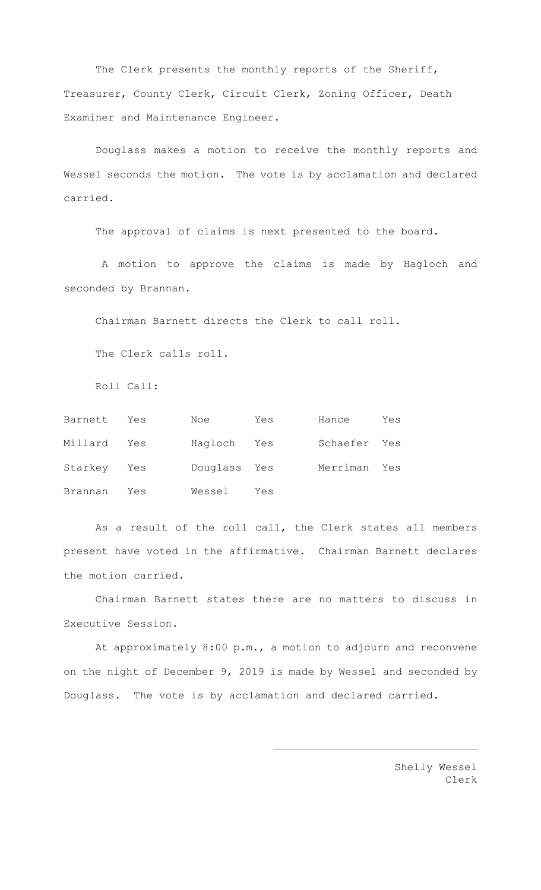The Clerk presents the monthly reports of the Sheriff, Treasurer, County Clerk, Circuit Clerk, Zoning Officer, Death Examiner and Maintenance Engineer.

Douglass makes a motion to receive the monthly reports and Wessel seconds the motion. The vote is by acclamation and declared carried.

The approval of claims is next presented to the board.

A motion to approve the claims is made by Hagloch and seconded by Brannan.

Chairman Barnett directs the Clerk to call roll.

The Clerk calls roll.

Roll Call:

| | | | | | |
|---|---|---|---|---|---|
| Barnett | Yes | Noe | Yes | Hance | Yes |
| Millard | Yes | Hagloch | Yes | Schaefer | Yes |
| Starkey | Yes | Douglass | Yes | Merriman | Yes |
| Brannan | Yes | Wessel | Yes | | |

As a result of the roll call, the Clerk states all members present have voted in the affirmative. Chairman Barnett declares the motion carried.

Chairman Barnett states there are no matters to discuss in Executive Session.

At approximately 8:00 p.m., a motion to adjourn and reconvene on the night of December 9, 2019 is made by Wessel and seconded by Douglass. The vote is by acclamation and declared carried.

\_\_\_\_\_\_\_\_\_\_\_\_\_\_\_\_\_\_\_\_\_\_\_\_\_\_\_\_\_\_

Shelly Wessel
Clerk